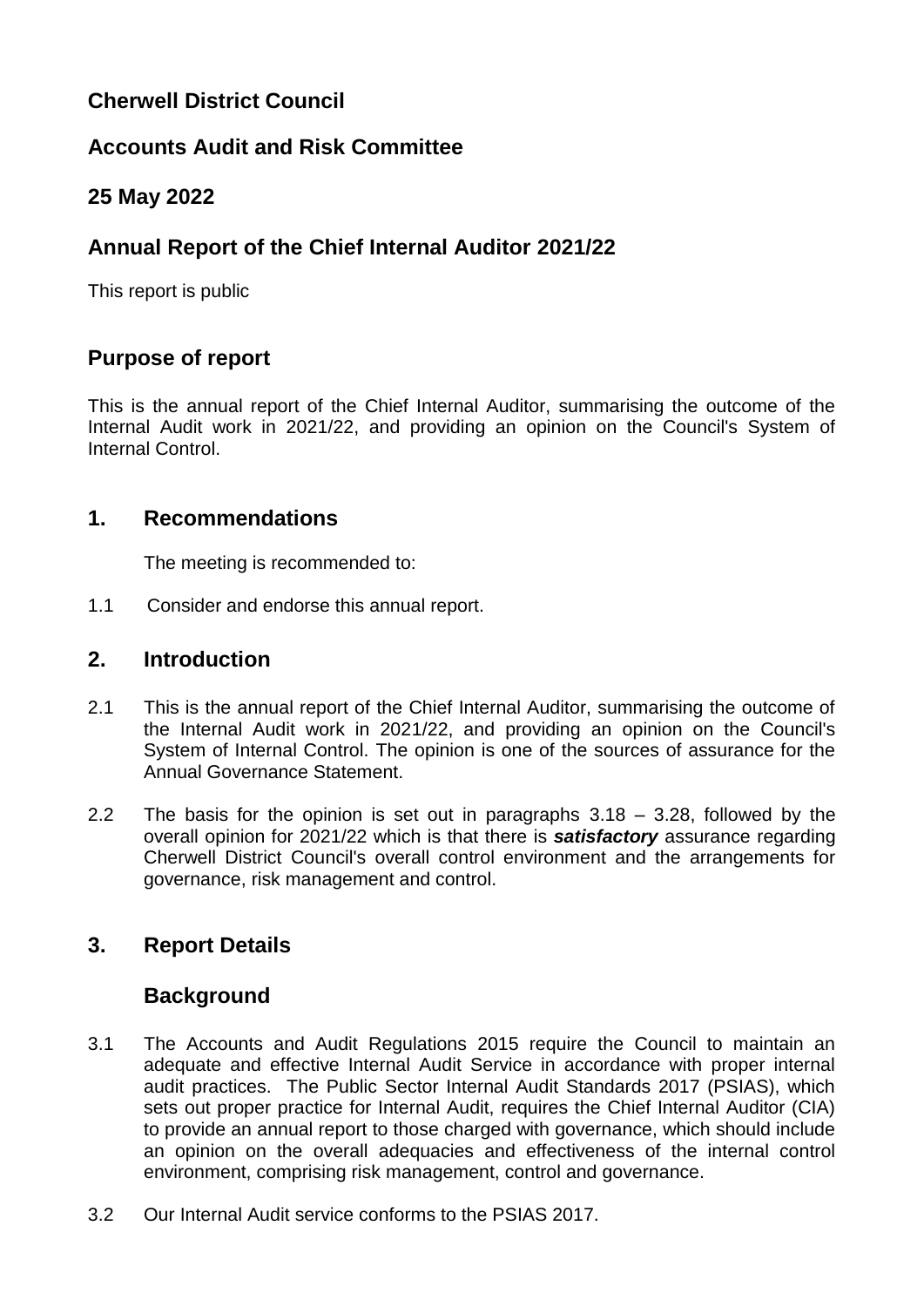## Cherwell District Council

## Accounts Audit and Risk Committee

## 25 May 2022

## Annual Report of the Chief Internal Auditor 2021/22

This report is public

## Purpose of report

This is the annual report of the Chief Internal Auditor, summarising the outcome of the Internal Audit work in 2021/22, and providing an opinion on the Council's System of Internal Control.

## 1. Recommendations

The meeting is recommended to:

1.1 Consider and endorse this annual report.

## 2. Introduction

2.1 This is the annual report of the Chief Internal Auditor, summarising the outcome of the Internal Audit work in 2021/22, and providing an opinion on the Council's System of Internal Control. The opinion is one of the sources of assurance for the Annual Governance Statement.

2.2 The basis for the opinion is set out in paragraphs 3.18 – 3.28, followed by the overall opinion for 2021/22 which is that there is ***satisfactory*** assurance regarding Cherwell District Council's overall control environment and the arrangements for governance, risk management and control.

## 3. Report Details

### Background

3.1 The Accounts and Audit Regulations 2015 require the Council to maintain an adequate and effective Internal Audit Service in accordance with proper internal audit practices. The Public Sector Internal Audit Standards 2017 (PSIAS), which sets out proper practice for Internal Audit, requires the Chief Internal Auditor (CIA) to provide an annual report to those charged with governance, which should include an opinion on the overall adequacies and effectiveness of the internal control environment, comprising risk management, control and governance.

3.2 Our Internal Audit service conforms to the PSIAS 2017.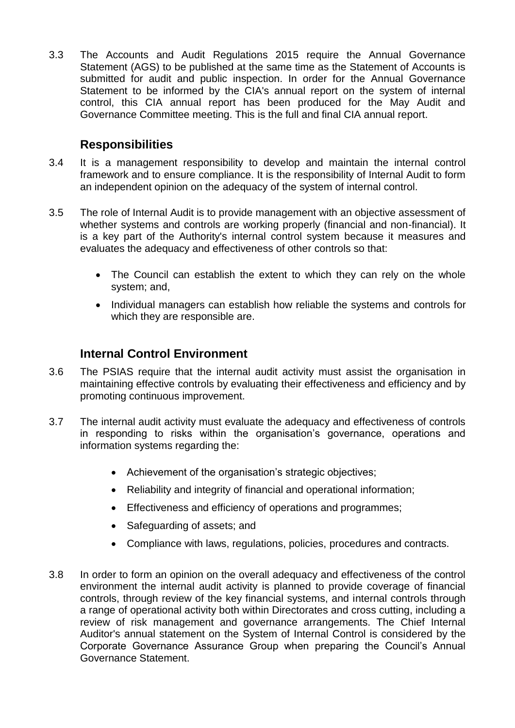3.3 The Accounts and Audit Regulations 2015 require the Annual Governance Statement (AGS) to be published at the same time as the Statement of Accounts is submitted for audit and public inspection. In order for the Annual Governance Statement to be informed by the CIA's annual report on the system of internal control, this CIA annual report has been produced for the May Audit and Governance Committee meeting. This is the full and final CIA annual report.

## Responsibilities

3.4 It is a management responsibility to develop and maintain the internal control framework and to ensure compliance. It is the responsibility of Internal Audit to form an independent opinion on the adequacy of the system of internal control.

3.5 The role of Internal Audit is to provide management with an objective assessment of whether systems and controls are working properly (financial and non-financial). It is a key part of the Authority's internal control system because it measures and evaluates the adequacy and effectiveness of other controls so that:

- The Council can establish the extent to which they can rely on the whole system; and,
- Individual managers can establish how reliable the systems and controls for which they are responsible are.

## Internal Control Environment

3.6 The PSIAS require that the internal audit activity must assist the organisation in maintaining effective controls by evaluating their effectiveness and efficiency and by promoting continuous improvement.

3.7 The internal audit activity must evaluate the adequacy and effectiveness of controls in responding to risks within the organisation's governance, operations and information systems regarding the:

- Achievement of the organisation's strategic objectives;
- Reliability and integrity of financial and operational information;
- Effectiveness and efficiency of operations and programmes;
- Safeguarding of assets; and
- Compliance with laws, regulations, policies, procedures and contracts.

3.8 In order to form an opinion on the overall adequacy and effectiveness of the control environment the internal audit activity is planned to provide coverage of financial controls, through review of the key financial systems, and internal controls through a range of operational activity both within Directorates and cross cutting, including a review of risk management and governance arrangements. The Chief Internal Auditor's annual statement on the System of Internal Control is considered by the Corporate Governance Assurance Group when preparing the Council's Annual Governance Statement.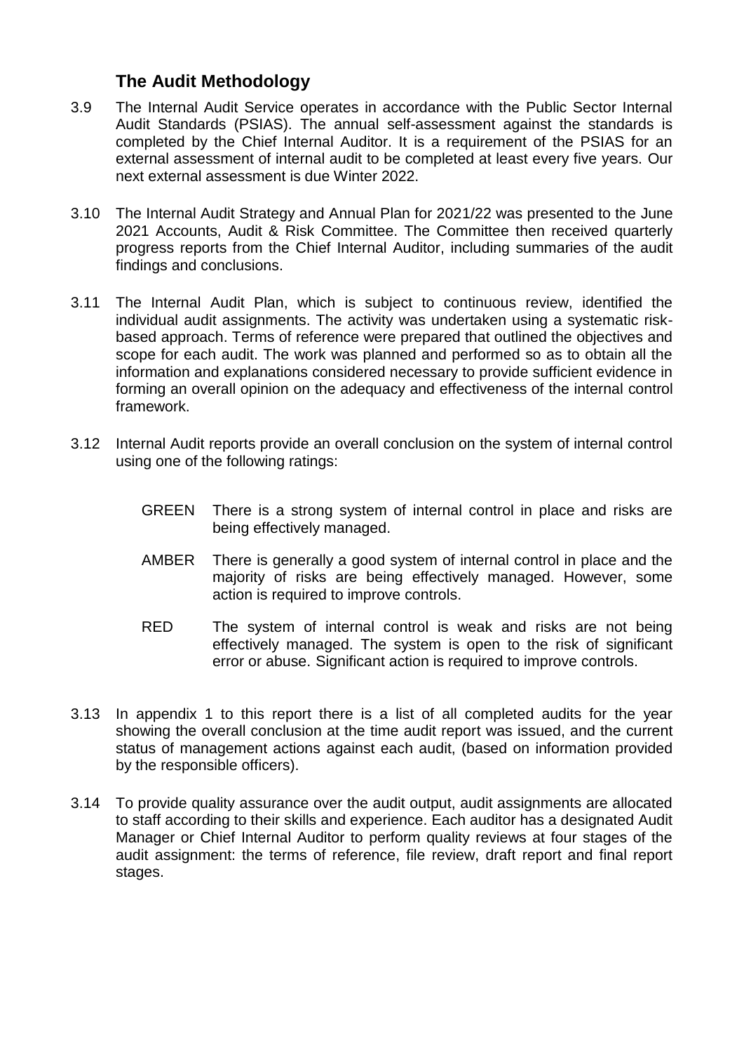## The Audit Methodology

3.9 The Internal Audit Service operates in accordance with the Public Sector Internal Audit Standards (PSIAS). The annual self-assessment against the standards is completed by the Chief Internal Auditor. It is a requirement of the PSIAS for an external assessment of internal audit to be completed at least every five years. Our next external assessment is due Winter 2022.

3.10 The Internal Audit Strategy and Annual Plan for 2021/22 was presented to the June 2021 Accounts, Audit & Risk Committee. The Committee then received quarterly progress reports from the Chief Internal Auditor, including summaries of the audit findings and conclusions.

3.11 The Internal Audit Plan, which is subject to continuous review, identified the individual audit assignments. The activity was undertaken using a systematic risk-based approach. Terms of reference were prepared that outlined the objectives and scope for each audit. The work was planned and performed so as to obtain all the information and explanations considered necessary to provide sufficient evidence in forming an overall opinion on the adequacy and effectiveness of the internal control framework.

3.12 Internal Audit reports provide an overall conclusion on the system of internal control using one of the following ratings:

- GREEN There is a strong system of internal control in place and risks are being effectively managed.
- AMBER There is generally a good system of internal control in place and the majority of risks are being effectively managed. However, some action is required to improve controls.
- RED The system of internal control is weak and risks are not being effectively managed. The system is open to the risk of significant error or abuse. Significant action is required to improve controls.

3.13 In appendix 1 to this report there is a list of all completed audits for the year showing the overall conclusion at the time audit report was issued, and the current status of management actions against each audit, (based on information provided by the responsible officers).

3.14 To provide quality assurance over the audit output, audit assignments are allocated to staff according to their skills and experience. Each auditor has a designated Audit Manager or Chief Internal Auditor to perform quality reviews at four stages of the audit assignment: the terms of reference, file review, draft report and final report stages.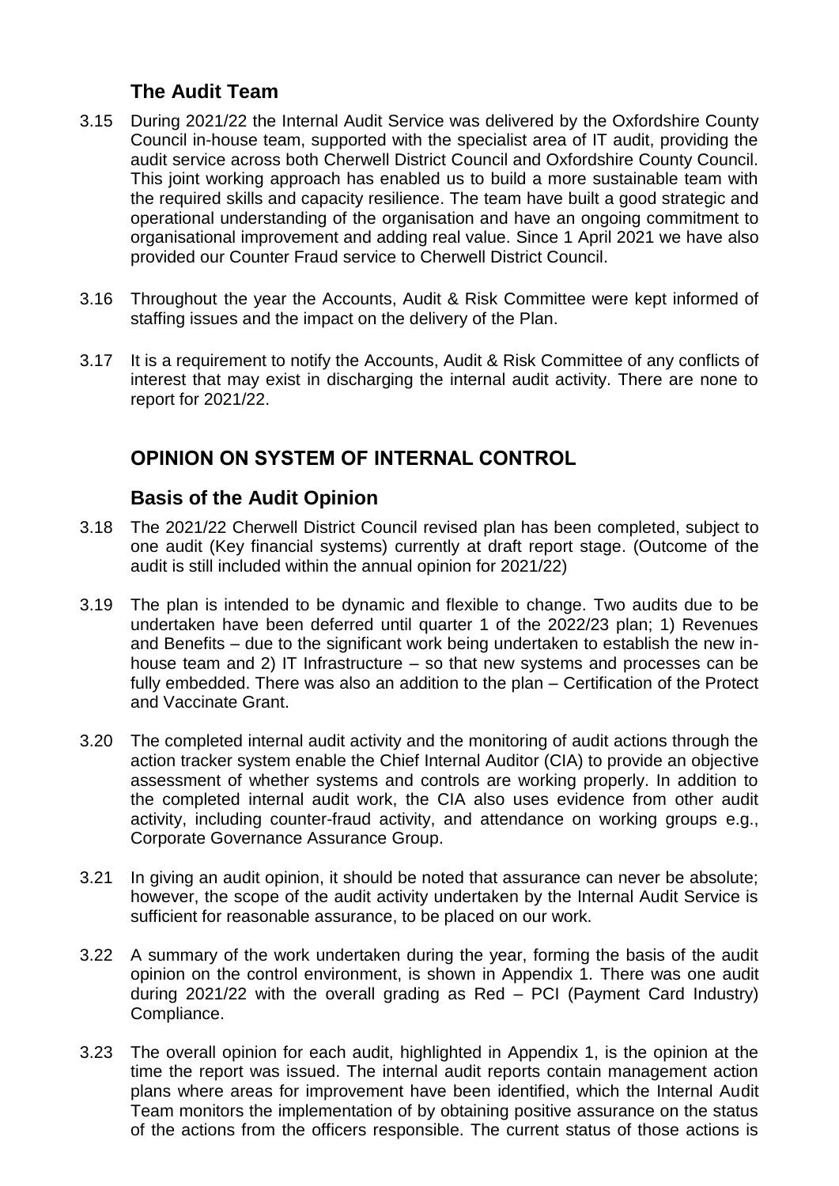### The Audit Team

3.15 During 2021/22 the Internal Audit Service was delivered by the Oxfordshire County Council in-house team, supported with the specialist area of IT audit, providing the audit service across both Cherwell District Council and Oxfordshire County Council. This joint working approach has enabled us to build a more sustainable team with the required skills and capacity resilience. The team have built a good strategic and operational understanding of the organisation and have an ongoing commitment to organisational improvement and adding real value. Since 1 April 2021 we have also provided our Counter Fraud service to Cherwell District Council.

3.16 Throughout the year the Accounts, Audit & Risk Committee were kept informed of staffing issues and the impact on the delivery of the Plan.

3.17 It is a requirement to notify the Accounts, Audit & Risk Committee of any conflicts of interest that may exist in discharging the internal audit activity. There are none to report for 2021/22.

## OPINION ON SYSTEM OF INTERNAL CONTROL

### Basis of the Audit Opinion

3.18 The 2021/22 Cherwell District Council revised plan has been completed, subject to one audit (Key financial systems) currently at draft report stage. (Outcome of the audit is still included within the annual opinion for 2021/22)

3.19 The plan is intended to be dynamic and flexible to change. Two audits due to be undertaken have been deferred until quarter 1 of the 2022/23 plan; 1) Revenues and Benefits – due to the significant work being undertaken to establish the new in-house team and 2) IT Infrastructure – so that new systems and processes can be fully embedded. There was also an addition to the plan – Certification of the Protect and Vaccinate Grant.

3.20 The completed internal audit activity and the monitoring of audit actions through the action tracker system enable the Chief Internal Auditor (CIA) to provide an objective assessment of whether systems and controls are working properly. In addition to the completed internal audit work, the CIA also uses evidence from other audit activity, including counter-fraud activity, and attendance on working groups e.g., Corporate Governance Assurance Group.

3.21 In giving an audit opinion, it should be noted that assurance can never be absolute; however, the scope of the audit activity undertaken by the Internal Audit Service is sufficient for reasonable assurance, to be placed on our work.

3.22 A summary of the work undertaken during the year, forming the basis of the audit opinion on the control environment, is shown in Appendix 1. There was one audit during 2021/22 with the overall grading as Red – PCI (Payment Card Industry) Compliance.

3.23 The overall opinion for each audit, highlighted in Appendix 1, is the opinion at the time the report was issued. The internal audit reports contain management action plans where areas for improvement have been identified, which the Internal Audit Team monitors the implementation of by obtaining positive assurance on the status of the actions from the officers responsible. The current status of those actions is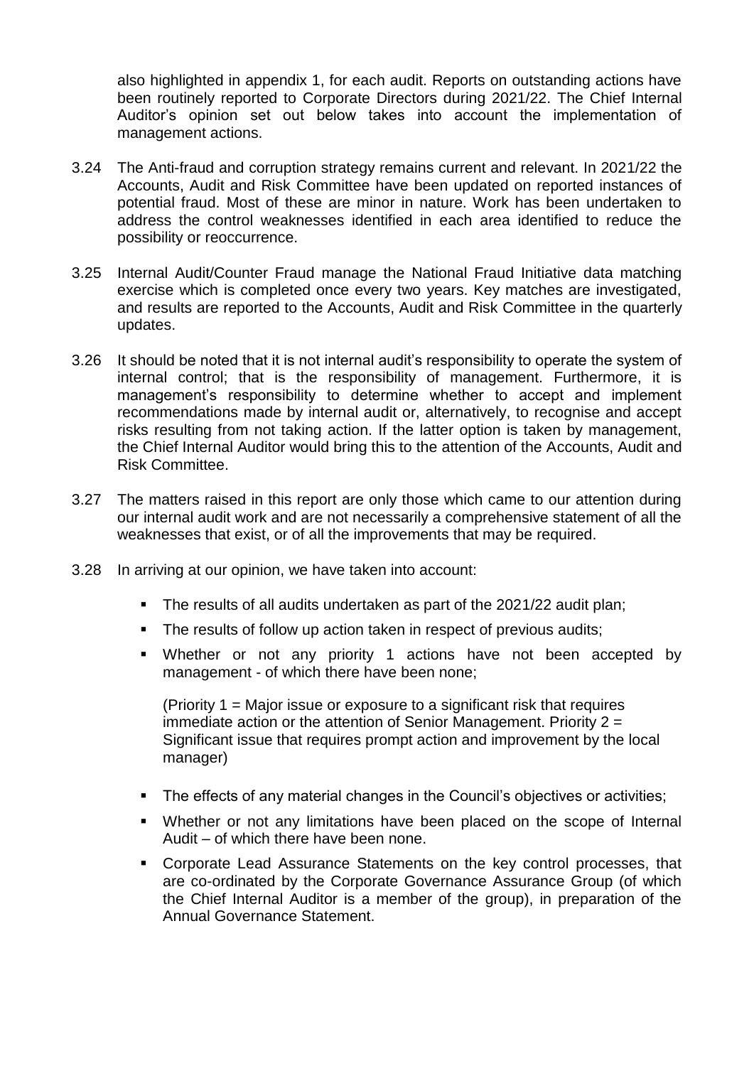also highlighted in appendix 1, for each audit. Reports on outstanding actions have been routinely reported to Corporate Directors during 2021/22. The Chief Internal Auditor's opinion set out below takes into account the implementation of management actions.

3.24 The Anti-fraud and corruption strategy remains current and relevant. In 2021/22 the Accounts, Audit and Risk Committee have been updated on reported instances of potential fraud. Most of these are minor in nature. Work has been undertaken to address the control weaknesses identified in each area identified to reduce the possibility or reoccurrence.

3.25 Internal Audit/Counter Fraud manage the National Fraud Initiative data matching exercise which is completed once every two years. Key matches are investigated, and results are reported to the Accounts, Audit and Risk Committee in the quarterly updates.

3.26 It should be noted that it is not internal audit's responsibility to operate the system of internal control; that is the responsibility of management. Furthermore, it is management's responsibility to determine whether to accept and implement recommendations made by internal audit or, alternatively, to recognise and accept risks resulting from not taking action. If the latter option is taken by management, the Chief Internal Auditor would bring this to the attention of the Accounts, Audit and Risk Committee.

3.27 The matters raised in this report are only those which came to our attention during our internal audit work and are not necessarily a comprehensive statement of all the weaknesses that exist, or of all the improvements that may be required.

3.28 In arriving at our opinion, we have taken into account:

- The results of all audits undertaken as part of the 2021/22 audit plan;
- The results of follow up action taken in respect of previous audits;
- Whether or not any priority 1 actions have not been accepted by management - of which there have been none;

  (Priority 1 = Major issue or exposure to a significant risk that requires immediate action or the attention of Senior Management. Priority 2 = Significant issue that requires prompt action and improvement by the local manager)

- The effects of any material changes in the Council's objectives or activities;
- Whether or not any limitations have been placed on the scope of Internal Audit – of which there have been none.
- Corporate Lead Assurance Statements on the key control processes, that are co-ordinated by the Corporate Governance Assurance Group (of which the Chief Internal Auditor is a member of the group), in preparation of the Annual Governance Statement.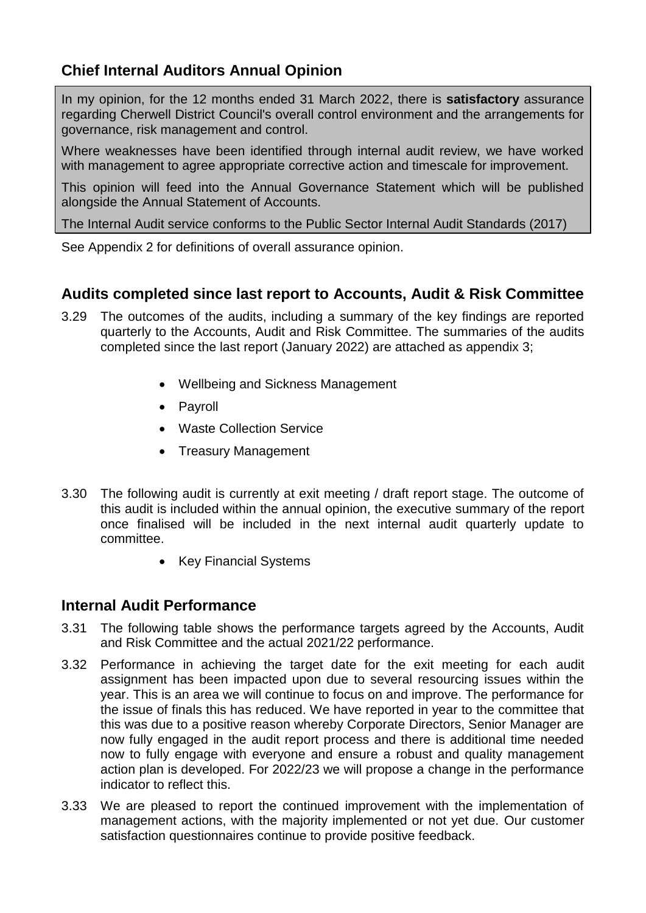## Chief Internal Auditors Annual Opinion

In my opinion, for the 12 months ended 31 March 2022, there is **satisfactory** assurance regarding Cherwell District Council's overall control environment and the arrangements for governance, risk management and control.

Where weaknesses have been identified through internal audit review, we have worked with management to agree appropriate corrective action and timescale for improvement.

This opinion will feed into the Annual Governance Statement which will be published alongside the Annual Statement of Accounts.

The Internal Audit service conforms to the Public Sector Internal Audit Standards (2017)

See Appendix 2 for definitions of overall assurance opinion.

## Audits completed since last report to Accounts, Audit & Risk Committee

3.29 The outcomes of the audits, including a summary of the key findings are reported quarterly to the Accounts, Audit and Risk Committee. The summaries of the audits completed since the last report (January 2022) are attached as appendix 3;

- Wellbeing and Sickness Management
- Payroll
- Waste Collection Service
- Treasury Management

3.30 The following audit is currently at exit meeting / draft report stage. The outcome of this audit is included within the annual opinion, the executive summary of the report once finalised will be included in the next internal audit quarterly update to committee.

- Key Financial Systems

## Internal Audit Performance

3.31 The following table shows the performance targets agreed by the Accounts, Audit and Risk Committee and the actual 2021/22 performance.

3.32 Performance in achieving the target date for the exit meeting for each audit assignment has been impacted upon due to several resourcing issues within the year. This is an area we will continue to focus on and improve. The performance for the issue of finals this has reduced. We have reported in year to the committee that this was due to a positive reason whereby Corporate Directors, Senior Manager are now fully engaged in the audit report process and there is additional time needed now to fully engage with everyone and ensure a robust and quality management action plan is developed. For 2022/23 we will propose a change in the performance indicator to reflect this.

3.33 We are pleased to report the continued improvement with the implementation of management actions, with the majority implemented or not yet due. Our customer satisfaction questionnaires continue to provide positive feedback.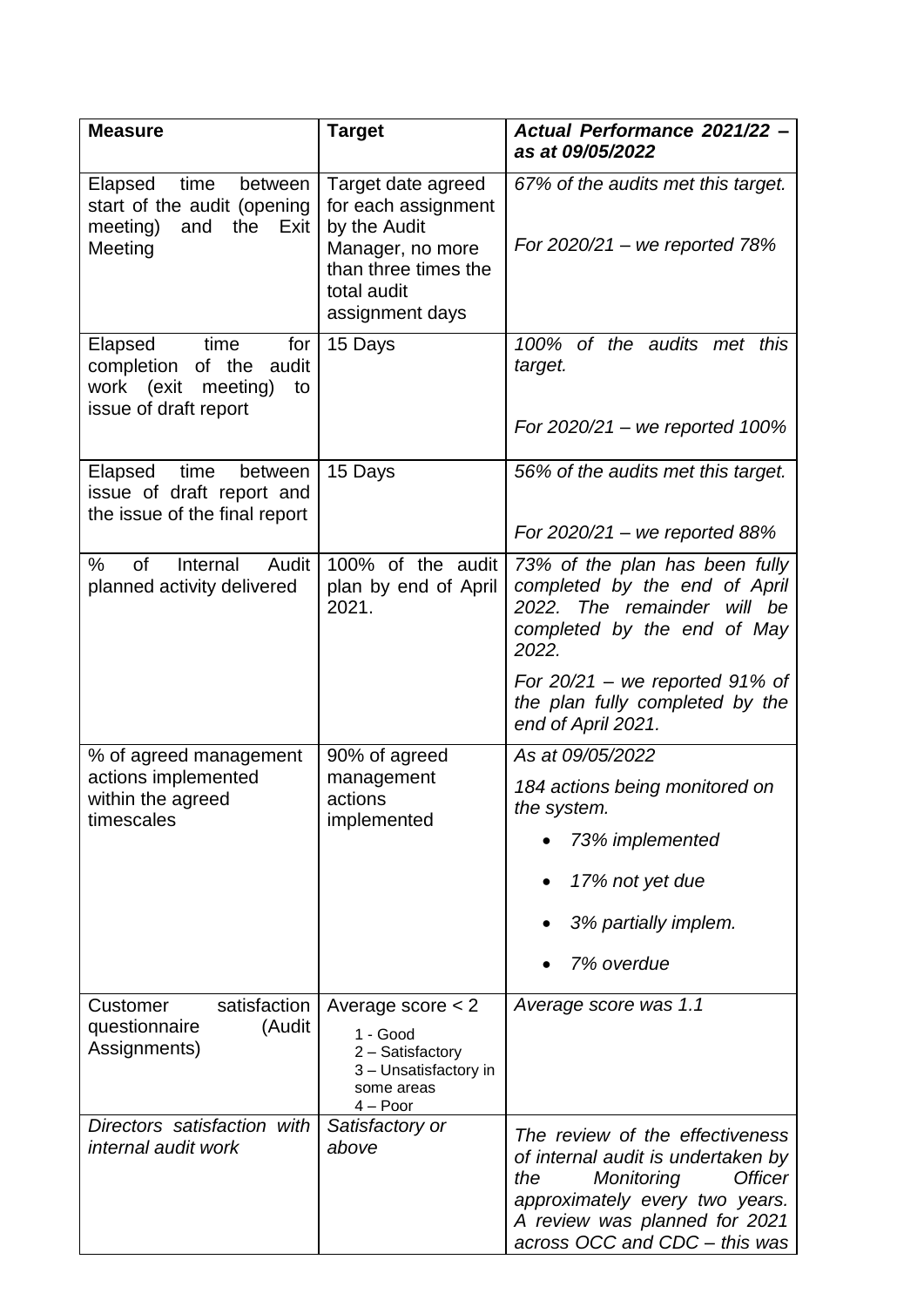| **Measure** | **Target** | ***Actual Performance 2021/22 – as at 09/05/2022*** |
|---|---|---|
| Elapsed time between start of the audit (opening meeting) and the Exit Meeting | Target date agreed for each assignment by the Audit Manager, no more than three times the total audit assignment days | *67% of the audits met this target.*<br><br>*For 2020/21 – we reported 78%* |
| Elapsed time for completion of the audit work (exit meeting) to issue of draft report | 15 Days | *100% of the audits met this target.*<br><br>*For 2020/21 – we reported 100%* |
| Elapsed time between issue of draft report and the issue of the final report | 15 Days | *56% of the audits met this target.*<br><br>*For 2020/21 – we reported 88%* |
| % of Internal Audit planned activity delivered | 100% of the audit plan by end of April 2021. | *73% of the plan has been fully completed by the end of April 2022. The remainder will be completed by the end of May 2022.*<br><br>*For 20/21 – we reported 91% of the plan fully completed by the end of April 2021.* |
| % of agreed management actions implemented within the agreed timescales | 90% of agreed management actions implemented | *As at 09/05/2022*<br><br>*184 actions being monitored on the system.*<br><br>• *73% implemented*<br>• *17% not yet due*<br>• *3% partially implem.*<br>• *7% overdue* |
| Customer satisfaction questionnaire (Audit Assignments) | Average score < 2<br>1 - Good<br>2 – Satisfactory<br>3 – Unsatisfactory in some areas<br>4 – Poor | *Average score was 1.1* |
| *Directors satisfaction with internal audit work* | *Satisfactory or above* | *The review of the effectiveness of internal audit is undertaken by the Monitoring Officer approximately every two years. A review was planned for 2021 across OCC and CDC – this was* |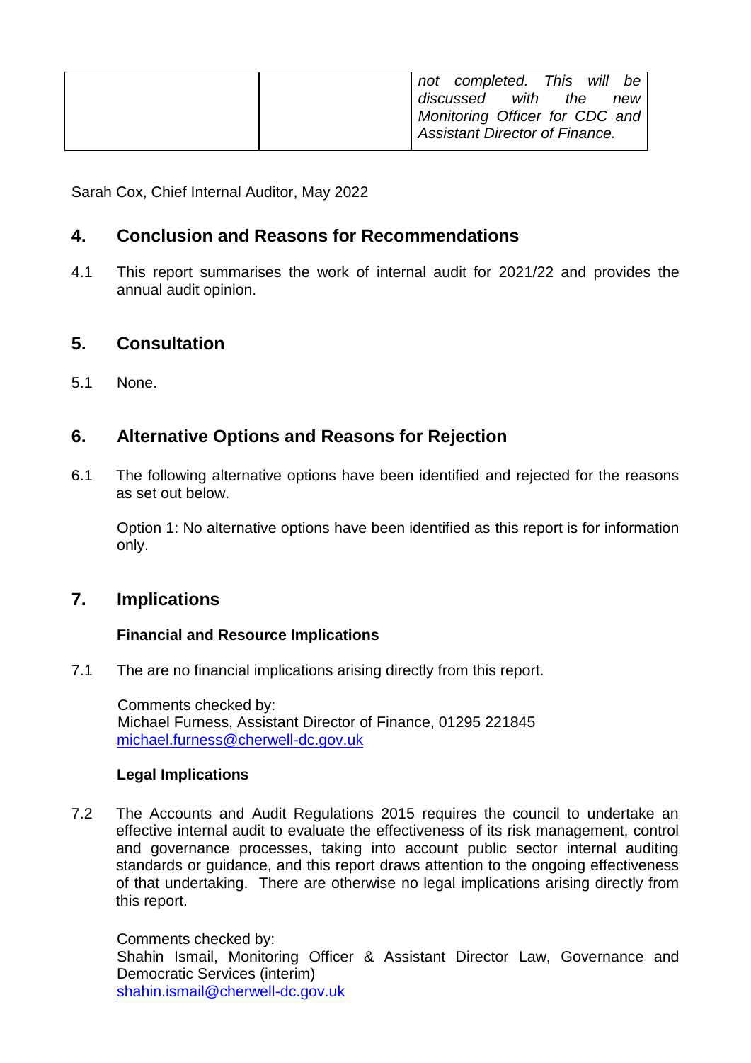| | | *not completed. This will be discussed with the new Monitoring Officer for CDC and Assistant Director of Finance.* |
|---|---|---|

Sarah Cox, Chief Internal Auditor, May 2022

## 4. Conclusion and Reasons for Recommendations

4.1 This report summarises the work of internal audit for 2021/22 and provides the annual audit opinion.

## 5. Consultation

5.1 None.

## 6. Alternative Options and Reasons for Rejection

6.1 The following alternative options have been identified and rejected for the reasons as set out below.

Option 1: No alternative options have been identified as this report is for information only.

## 7. Implications

**Financial and Resource Implications**

7.1 The are no financial implications arising directly from this report.

Comments checked by:
Michael Furness, Assistant Director of Finance, 01295 221845
michael.furness@cherwell-dc.gov.uk

**Legal Implications**

7.2 The Accounts and Audit Regulations 2015 requires the council to undertake an effective internal audit to evaluate the effectiveness of its risk management, control and governance processes, taking into account public sector internal auditing standards or guidance, and this report draws attention to the ongoing effectiveness of that undertaking. There are otherwise no legal implications arising directly from this report.

Comments checked by:
Shahin Ismail, Monitoring Officer & Assistant Director Law, Governance and Democratic Services (interim)
shahin.ismail@cherwell-dc.gov.uk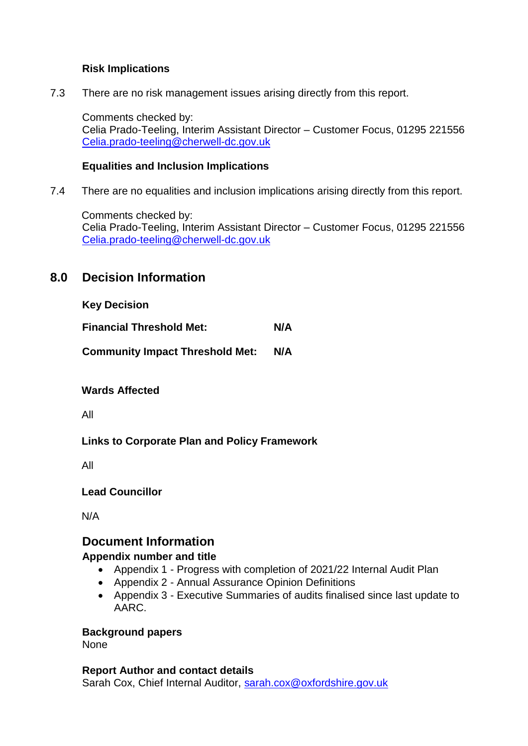**Risk Implications**

7.3 There are no risk management issues arising directly from this report.

Comments checked by:
Celia Prado-Teeling, Interim Assistant Director – Customer Focus, 01295 221556
Celia.prado-teeling@cherwell-dc.gov.uk

**Equalities and Inclusion Implications**

7.4 There are no equalities and inclusion implications arising directly from this report.

Comments checked by:
Celia Prado-Teeling, Interim Assistant Director – Customer Focus, 01295 221556
Celia.prado-teeling@cherwell-dc.gov.uk

## 8.0 Decision Information

**Key Decision**

**Financial Threshold Met:** **N/A**

**Community Impact Threshold Met:** **N/A**

**Wards Affected**

All

**Links to Corporate Plan and Policy Framework**

All

**Lead Councillor**

N/A

## Document Information

**Appendix number and title**

- Appendix 1 - Progress with completion of 2021/22 Internal Audit Plan
- Appendix 2 - Annual Assurance Opinion Definitions
- Appendix 3 - Executive Summaries of audits finalised since last update to AARC.

**Background papers**
None

**Report Author and contact details**
Sarah Cox, Chief Internal Auditor, sarah.cox@oxfordshire.gov.uk